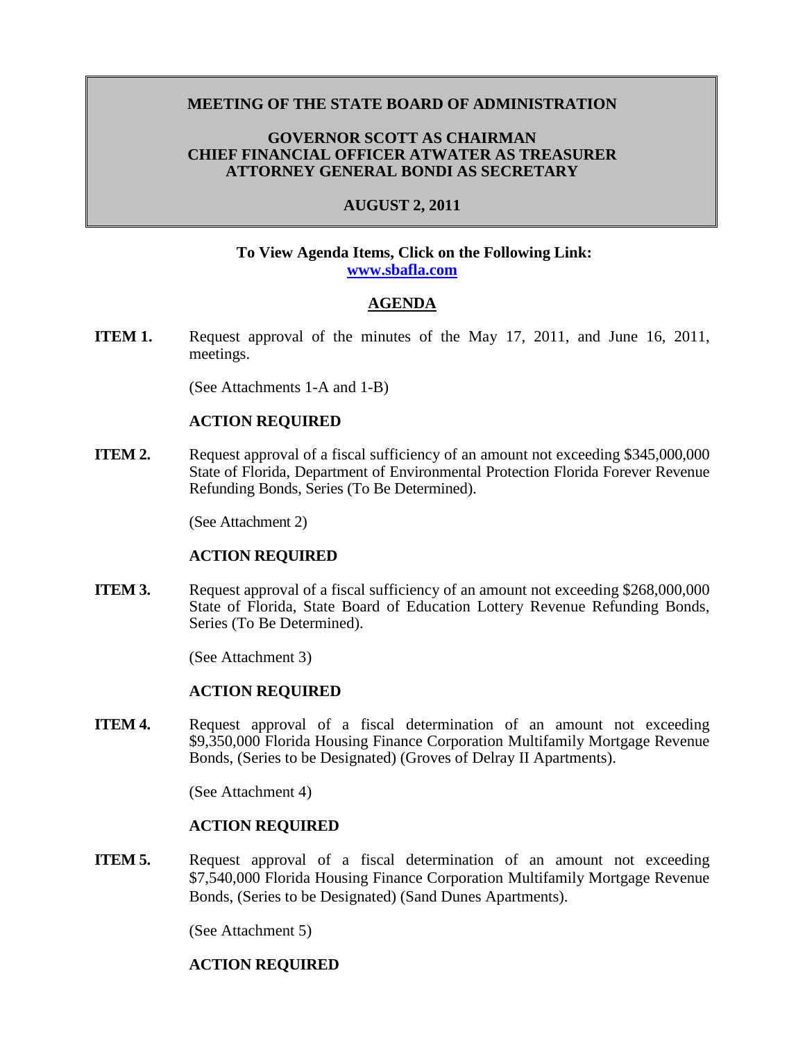# MEETING OF THE STATE BOARD OF ADMINISTRATION

## GOVERNOR SCOTT AS CHAIRMAN
## CHIEF FINANCIAL OFFICER ATWATER AS TREASURER
## ATTORNEY GENERAL BONDI AS SECRETARY

## AUGUST 2, 2011

**To View Agenda Items, Click on the Following Link:**
**[www.sbafla.com](www.sbafla.com)**

## AGENDA

**ITEM 1.** Request approval of the minutes of the May 17, 2011, and June 16, 2011, meetings.

(See Attachments 1-A and 1-B)

**ACTION REQUIRED**

**ITEM 2.** Request approval of a fiscal sufficiency of an amount not exceeding $345,000,000 State of Florida, Department of Environmental Protection Florida Forever Revenue Refunding Bonds, Series (To Be Determined).

(See Attachment 2)

**ACTION REQUIRED**

**ITEM 3.** Request approval of a fiscal sufficiency of an amount not exceeding $268,000,000 State of Florida, State Board of Education Lottery Revenue Refunding Bonds, Series (To Be Determined).

(See Attachment 3)

**ACTION REQUIRED**

**ITEM 4.** Request approval of a fiscal determination of an amount not exceeding $9,350,000 Florida Housing Finance Corporation Multifamily Mortgage Revenue Bonds, (Series to be Designated) (Groves of Delray II Apartments).

(See Attachment 4)

**ACTION REQUIRED**

**ITEM 5.** Request approval of a fiscal determination of an amount not exceeding $7,540,000 Florida Housing Finance Corporation Multifamily Mortgage Revenue Bonds, (Series to be Designated) (Sand Dunes Apartments).

(See Attachment 5)

**ACTION REQUIRED**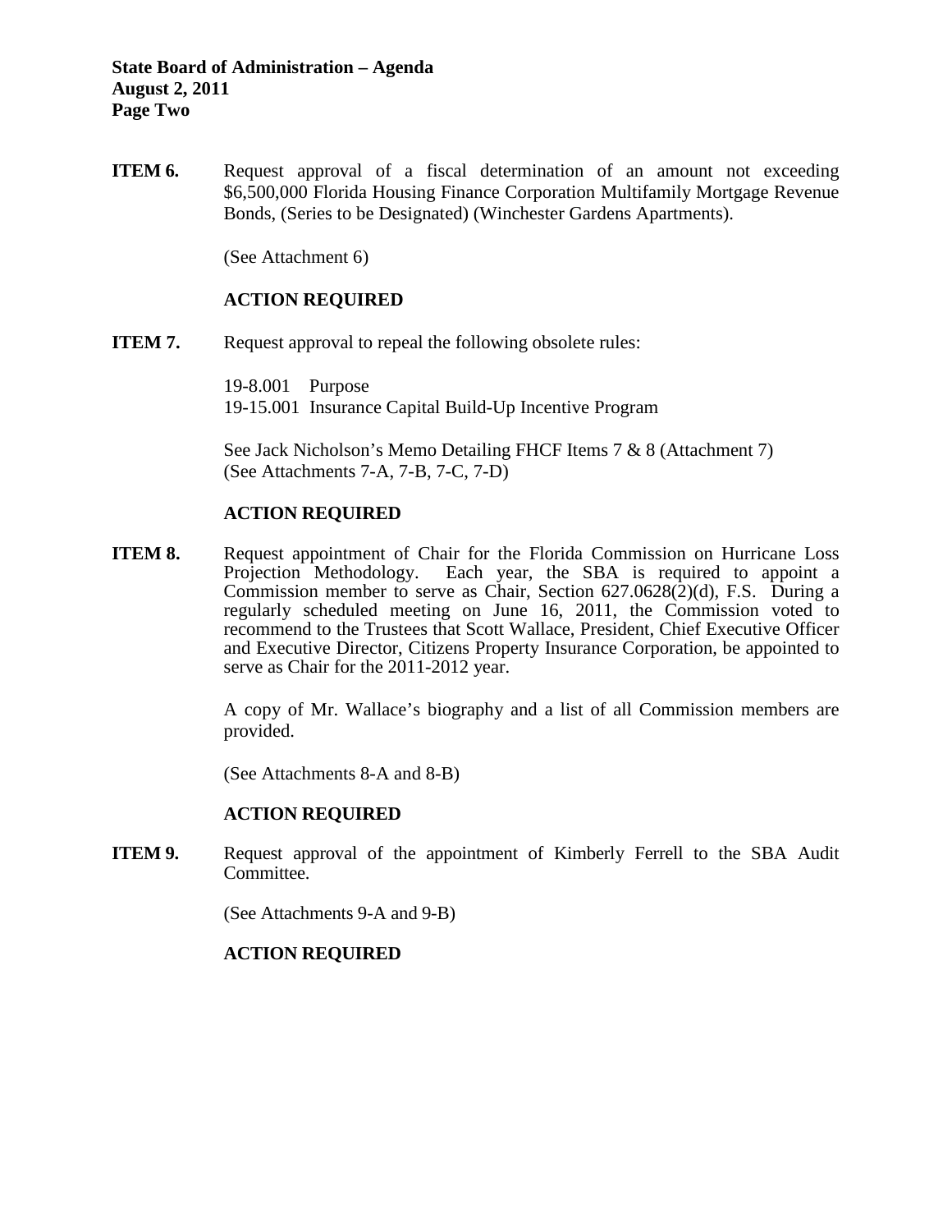**ITEM 6.** Request approval of a fiscal determination of an amount not exceeding $6,500,000 Florida Housing Finance Corporation Multifamily Mortgage Revenue Bonds, (Series to be Designated) (Winchester Gardens Apartments).

(See Attachment 6)

**ACTION REQUIRED**

**ITEM 7.** Request approval to repeal the following obsolete rules:

19-8.001 Purpose
19-15.001 Insurance Capital Build-Up Incentive Program

See Jack Nicholson's Memo Detailing FHCF Items 7 & 8 (Attachment 7)
(See Attachments 7-A, 7-B, 7-C, 7-D)

**ACTION REQUIRED**

**ITEM 8.** Request appointment of Chair for the Florida Commission on Hurricane Loss Projection Methodology. Each year, the SBA is required to appoint a Commission member to serve as Chair, Section 627.0628(2)(d), F.S. During a regularly scheduled meeting on June 16, 2011, the Commission voted to recommend to the Trustees that Scott Wallace, President, Chief Executive Officer and Executive Director, Citizens Property Insurance Corporation, be appointed to serve as Chair for the 2011-2012 year.

A copy of Mr. Wallace's biography and a list of all Commission members are provided.

(See Attachments 8-A and 8-B)

**ACTION REQUIRED**

**ITEM 9.** Request approval of the appointment of Kimberly Ferrell to the SBA Audit Committee.

(See Attachments 9-A and 9-B)

**ACTION REQUIRED**